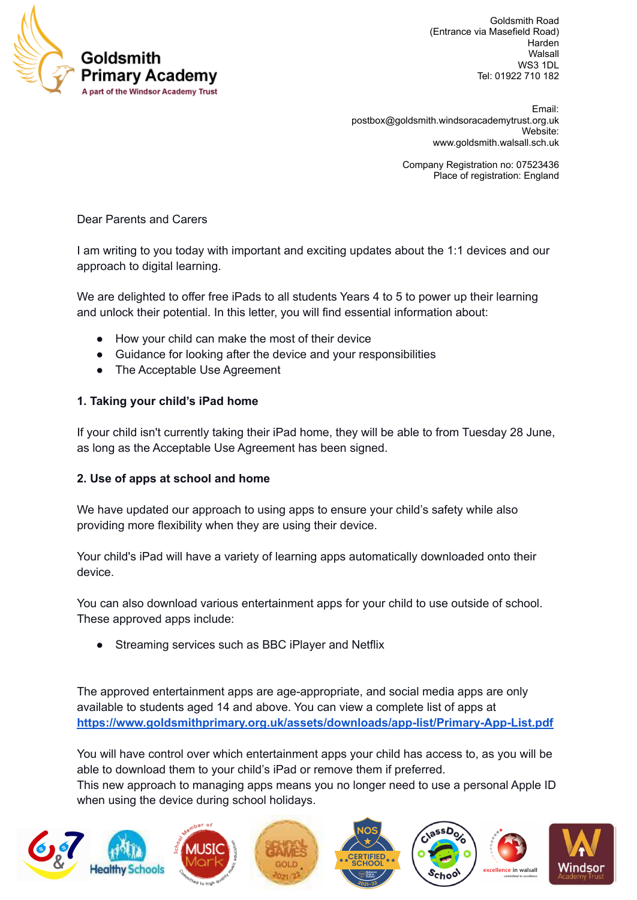Goldsmith Primary Academy
A part of the Windsor Academy Trust

Goldsmith Road
(Entrance via Masefield Road)
Harden
Walsall
WS3 1DL
Tel: 01922 710 182

Email:
postbox@goldsmith.windsoracademytrust.org.uk
Website:
www.goldsmith.walsall.sch.uk

Company Registration no: 07523436
Place of registration: England

Dear Parents and Carers

I am writing to you today with important and exciting updates about the 1:1 devices and our approach to digital learning.

We are delighted to offer free iPads to all students Years 4 to 5 to power up their learning and unlock their potential. In this letter, you will find essential information about:

- How your child can make the most of their device
- Guidance for looking after the device and your responsibilities
- The Acceptable Use Agreement

**1. Taking your child's iPad home**

If your child isn't currently taking their iPad home, they will be able to from Tuesday 28 June, as long as the Acceptable Use Agreement has been signed.

**2. Use of apps at school and home**

We have updated our approach to using apps to ensure your child's safety while also providing more flexibility when they are using their device.

Your child's iPad will have a variety of learning apps automatically downloaded onto their device.

You can also download various entertainment apps for your child to use outside of school. These approved apps include:

- Streaming services such as BBC iPlayer and Netflix

The approved entertainment apps are age-appropriate, and social media apps are only available to students aged 14 and above. You can view a complete list of apps at [https://www.goldsmithprimary.org.uk/assets/downloads/app-list/Primary-App-List.pdf](https://www.goldsmithprimary.org.uk/assets/downloads/app-list/Primary-App-List.pdf)

You will have control over which entertainment apps your child has access to, as you will be able to download them to your child's iPad or remove them if preferred.
This new approach to managing apps means you no longer need to use a personal Apple ID when using the device during school holidays.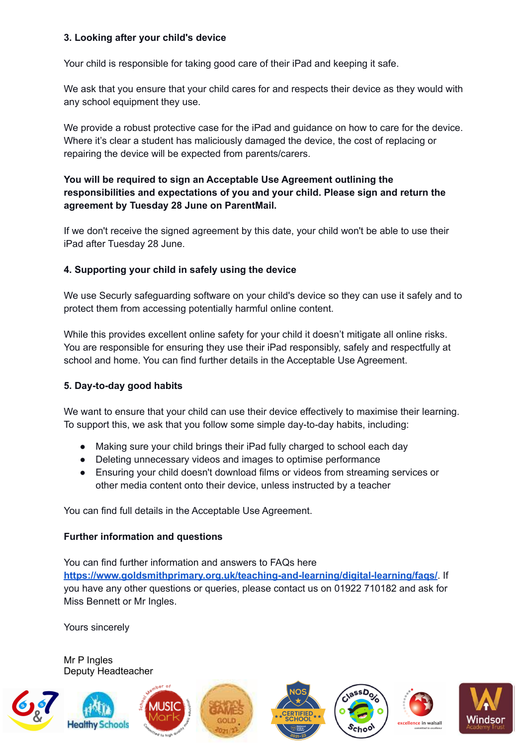### 3. Looking after your child's device

Your child is responsible for taking good care of their iPad and keeping it safe.

We ask that you ensure that your child cares for and respects their device as they would with any school equipment they use.

We provide a robust protective case for the iPad and guidance on how to care for the device. Where it's clear a student has maliciously damaged the device, the cost of replacing or repairing the device will be expected from parents/carers.

**You will be required to sign an Acceptable Use Agreement outlining the responsibilities and expectations of you and your child. Please sign and return the agreement by Tuesday 28 June on ParentMail.**

If we don't receive the signed agreement by this date, your child won't be able to use their iPad after Tuesday 28 June.

### 4. Supporting your child in safely using the device

We use Securly safeguarding software on your child's device so they can use it safely and to protect them from accessing potentially harmful online content.

While this provides excellent online safety for your child it doesn't mitigate all online risks. You are responsible for ensuring they use their iPad responsibly, safely and respectfully at school and home. You can find further details in the Acceptable Use Agreement.

### 5. Day-to-day good habits

We want to ensure that your child can use their device effectively to maximise their learning. To support this, we ask that you follow some simple day-to-day habits, including:

- Making sure your child brings their iPad fully charged to school each day
- Deleting unnecessary videos and images to optimise performance
- Ensuring your child doesn't download films or videos from streaming services or other media content onto their device, unless instructed by a teacher

You can find full details in the Acceptable Use Agreement.

### Further information and questions

You can find further information and answers to FAQs here [https://www.goldsmithprimary.org.uk/teaching-and-learning/digital-learning/faqs/](https://www.goldsmithprimary.org.uk/teaching-and-learning/digital-learning/faqs/). If you have any other questions or queries, please contact us on 01922 710182 and ask for Miss Bennett or Mr Ingles.

Yours sincerely

Mr P Ingles
Deputy Headteacher